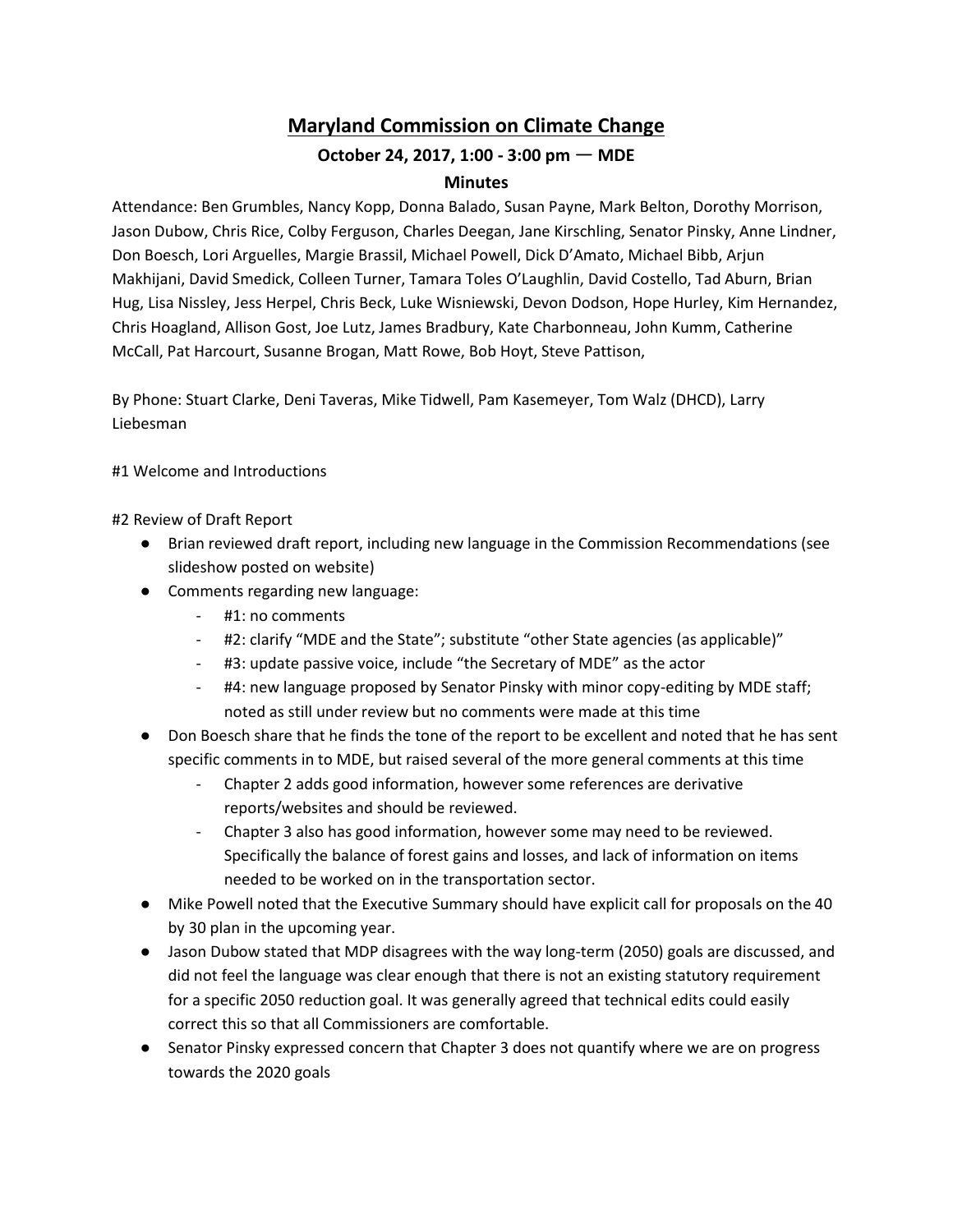# Maryland Commission on Climate Change

## October 24, 2017, 1:00 - 3:00 pm — MDE

### Minutes

Attendance: Ben Grumbles, Nancy Kopp, Donna Balado, Susan Payne, Mark Belton, Dorothy Morrison, Jason Dubow, Chris Rice, Colby Ferguson, Charles Deegan, Jane Kirschling, Senator Pinsky, Anne Lindner, Don Boesch, Lori Arguelles, Margie Brassil, Michael Powell, Dick D'Amato, Michael Bibb, Arjun Makhijani, David Smedick, Colleen Turner, Tamara Toles O'Laughlin, David Costello, Tad Aburn, Brian Hug, Lisa Nissley, Jess Herpel, Chris Beck, Luke Wisniewski, Devon Dodson, Hope Hurley, Kim Hernandez, Chris Hoagland, Allison Gost, Joe Lutz, James Bradbury, Kate Charbonneau, John Kumm, Catherine McCall, Pat Harcourt, Susanne Brogan, Matt Rowe, Bob Hoyt, Steve Pattison,

By Phone: Stuart Clarke, Deni Taveras, Mike Tidwell, Pam Kasemeyer, Tom Walz (DHCD), Larry Liebesman

#1 Welcome and Introductions

#2 Review of Draft Report

- Brian reviewed draft report, including new language in the Commission Recommendations (see slideshow posted on website)
- Comments regarding new language:
  - #1: no comments
  - #2: clarify "MDE and the State"; substitute "other State agencies (as applicable)"
  - #3: update passive voice, include "the Secretary of MDE" as the actor
  - #4: new language proposed by Senator Pinsky with minor copy-editing by MDE staff; noted as still under review but no comments were made at this time
- Don Boesch share that he finds the tone of the report to be excellent and noted that he has sent specific comments in to MDE, but raised several of the more general comments at this time
  - Chapter 2 adds good information, however some references are derivative reports/websites and should be reviewed.
  - Chapter 3 also has good information, however some may need to be reviewed. Specifically the balance of forest gains and losses, and lack of information on items needed to be worked on in the transportation sector.
- Mike Powell noted that the Executive Summary should have explicit call for proposals on the 40 by 30 plan in the upcoming year.
- Jason Dubow stated that MDP disagrees with the way long-term (2050) goals are discussed, and did not feel the language was clear enough that there is not an existing statutory requirement for a specific 2050 reduction goal. It was generally agreed that technical edits could easily correct this so that all Commissioners are comfortable.
- Senator Pinsky expressed concern that Chapter 3 does not quantify where we are on progress towards the 2020 goals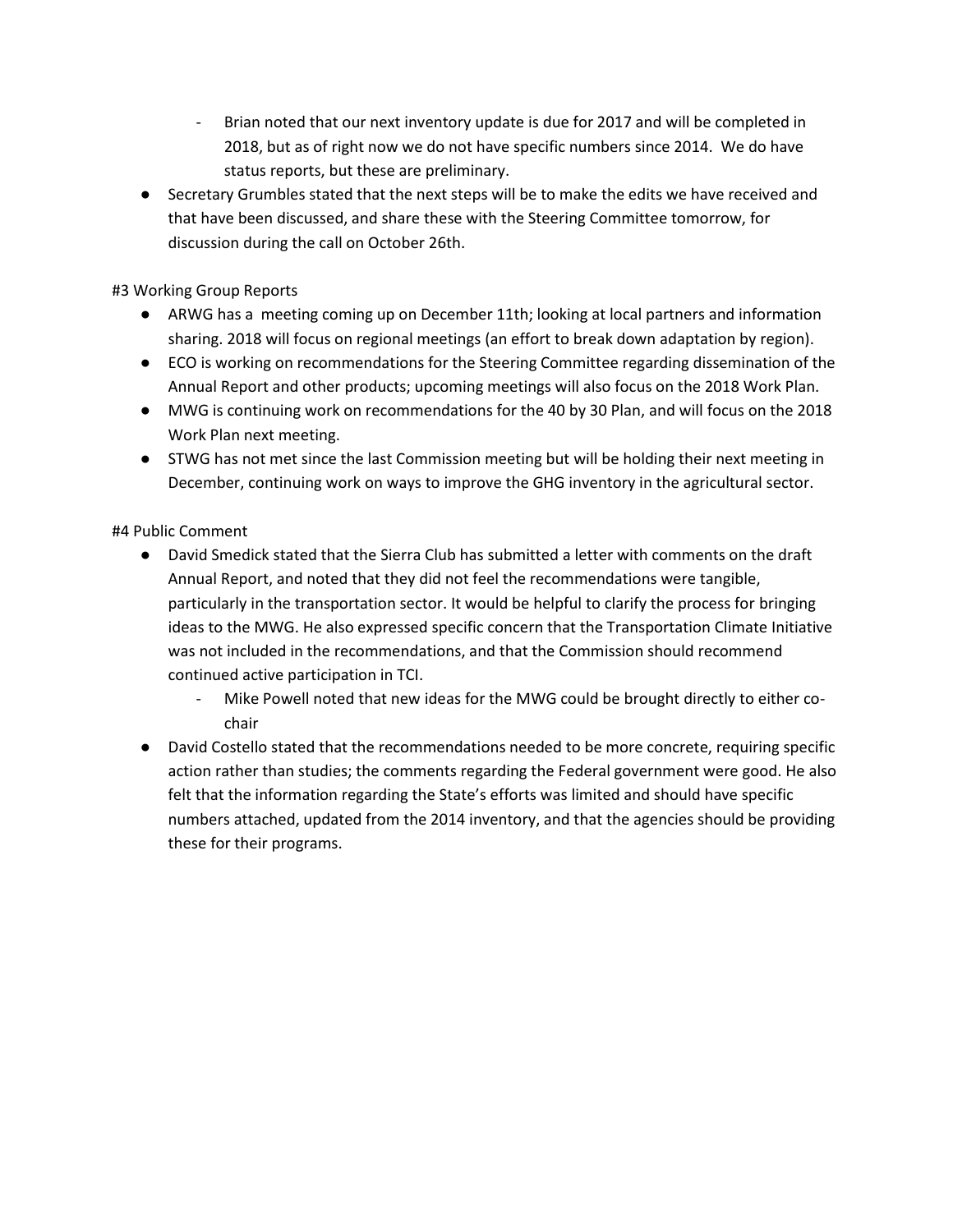- Brian noted that our next inventory update is due for 2017 and will be completed in 2018, but as of right now we do not have specific numbers since 2014. We do have status reports, but these are preliminary.
- Secretary Grumbles stated that the next steps will be to make the edits we have received and that have been discussed, and share these with the Steering Committee tomorrow, for discussion during the call on October 26th.

#3 Working Group Reports

- ARWG has a meeting coming up on December 11th; looking at local partners and information sharing. 2018 will focus on regional meetings (an effort to break down adaptation by region).
- ECO is working on recommendations for the Steering Committee regarding dissemination of the Annual Report and other products; upcoming meetings will also focus on the 2018 Work Plan.
- MWG is continuing work on recommendations for the 40 by 30 Plan, and will focus on the 2018 Work Plan next meeting.
- STWG has not met since the last Commission meeting but will be holding their next meeting in December, continuing work on ways to improve the GHG inventory in the agricultural sector.

#4 Public Comment

- David Smedick stated that the Sierra Club has submitted a letter with comments on the draft Annual Report, and noted that they did not feel the recommendations were tangible, particularly in the transportation sector. It would be helpful to clarify the process for bringing ideas to the MWG. He also expressed specific concern that the Transportation Climate Initiative was not included in the recommendations, and that the Commission should recommend continued active participation in TCI.
    - Mike Powell noted that new ideas for the MWG could be brought directly to either co-chair
- David Costello stated that the recommendations needed to be more concrete, requiring specific action rather than studies; the comments regarding the Federal government were good. He also felt that the information regarding the State's efforts was limited and should have specific numbers attached, updated from the 2014 inventory, and that the agencies should be providing these for their programs.